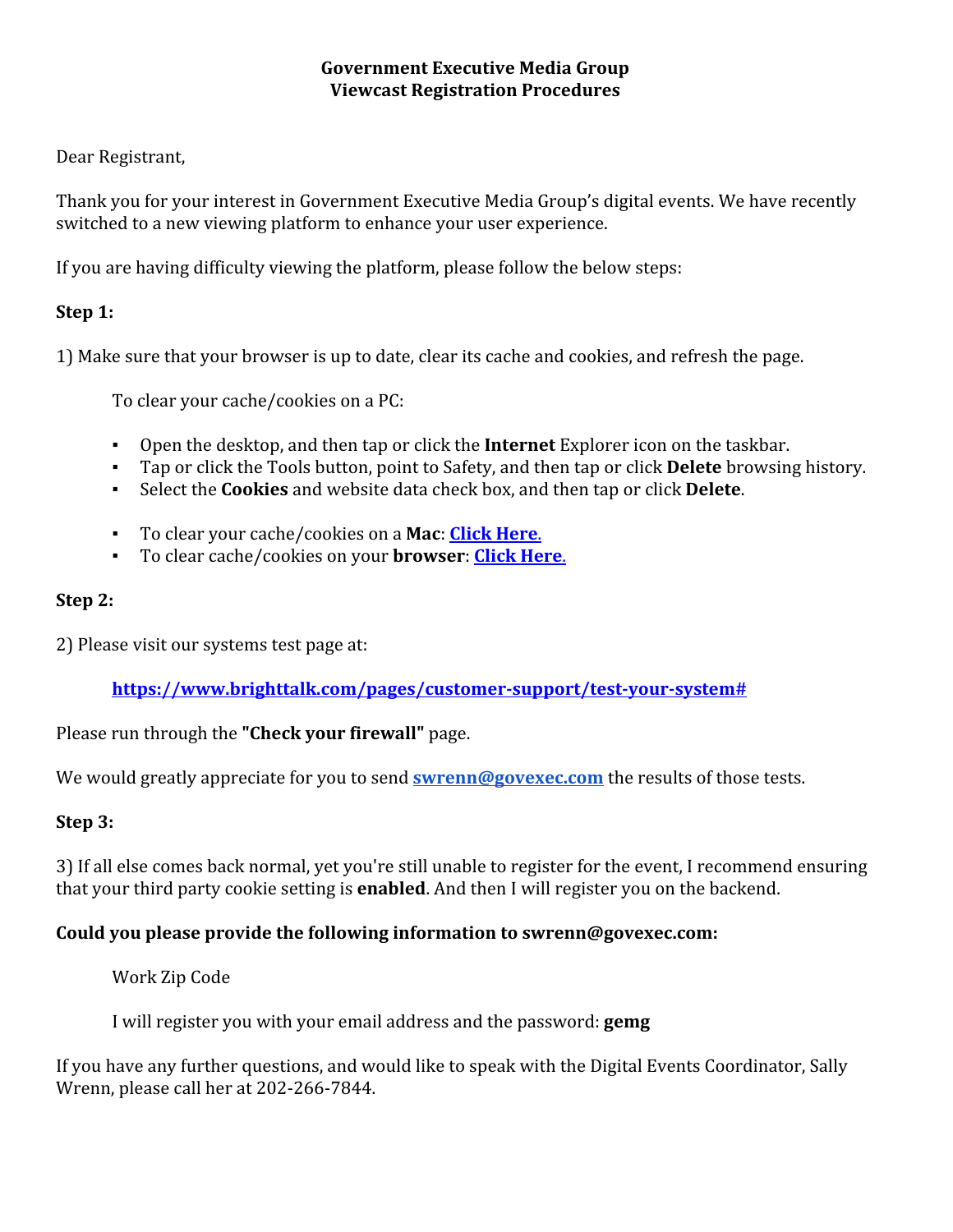**Government Executive Media Group**
**Viewcast Registration Procedures**

Dear Registrant,

Thank you for your interest in Government Executive Media Group's digital events. We have recently switched to a new viewing platform to enhance your user experience.

If you are having difficulty viewing the platform, please follow the below steps:

**Step 1:**

1) Make sure that your browser is up to date, clear its cache and cookies, and refresh the page.

To clear your cache/cookies on a PC:

- Open the desktop, and then tap or click the **Internet** Explorer icon on the taskbar.
- Tap or click the Tools button, point to Safety, and then tap or click **Delete** browsing history.
- Select the **Cookies** and website data check box, and then tap or click **Delete**.

- To clear your cache/cookies on a **Mac**: **Click Here.**
- To clear cache/cookies on your **browser**: **Click Here.**

**Step 2:**

2) Please visit our systems test page at:

**https://www.brighttalk.com/pages/customer-support/test-your-system#**

Please run through the **"Check your firewall"** page.

We would greatly appreciate for you to send **swrenn@govexec.com** the results of those tests.

**Step 3:**

3) If all else comes back normal, yet you're still unable to register for the event, I recommend ensuring that your third party cookie setting is **enabled**. And then I will register you on the backend.

**Could you please provide the following information to swrenn@govexec.com:**

Work Zip Code

I will register you with your email address and the password: **gemg**

If you have any further questions, and would like to speak with the Digital Events Coordinator, Sally Wrenn, please call her at 202-266-7844.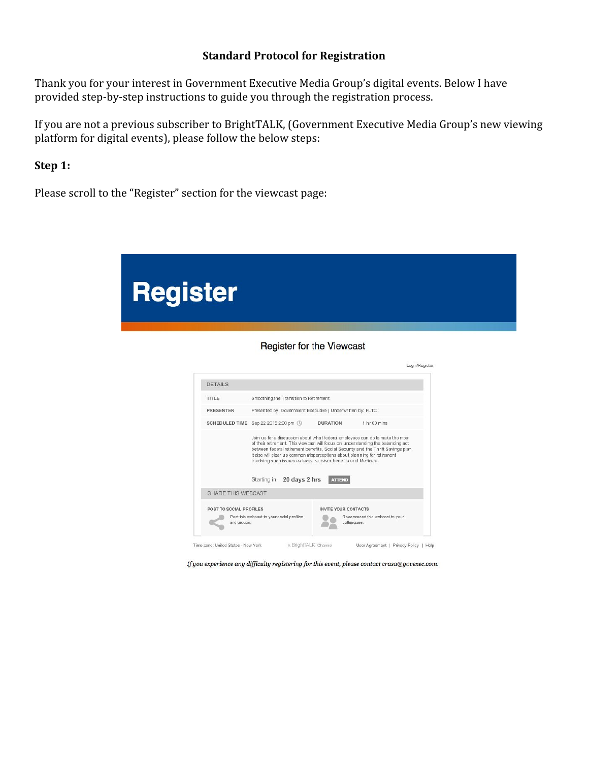## Standard Protocol for Registration

Thank you for your interest in Government Executive Media Group's digital events. Below I have provided step-by-step instructions to guide you through the registration process.

If you are not a previous subscriber to BrightTALK, (Government Executive Media Group's new viewing platform for digital events), please follow the below steps:

### Step 1:

Please scroll to the "Register" section for the viewcast page:

# Register

Register for the Viewcast

Login/Register

| DETAILS | | | |
|---|---|---|---|
| TITLE | Smoothing the Transition to Retirement | | |
| PRESENTER | Presented by: Government Executive \| Underwritten by: FLTC | | |
| SCHEDULED TIME | Sep 22 2015 2:00 pm | DURATION | 1 hr 00 mins |

Join us for a discussion about what federal employees can do to make the most of their retirement. This viewcast will focus on understanding the balancing act between federal retirement benefits, Social Security and the Thrift Savings plan. It also will clear up common misperceptions about planning for retirement involving such issues as taxes, survivor benefits and Medicare.

Starting in: **20 days 2 hrs** ATTEND

SHARE THIS WEBCAST

POST TO SOCIAL PROFILES — Post this webcast to your social profiles and groups.

INVITE YOUR CONTACTS — Recommend this webcast to your colleagues.

Time zone: United States - New York | A BrightTALK Channel | User Agreement | Privacy Policy | Help

*If you experience any difficulty registering for this event, please contact crasa@govexec.com.*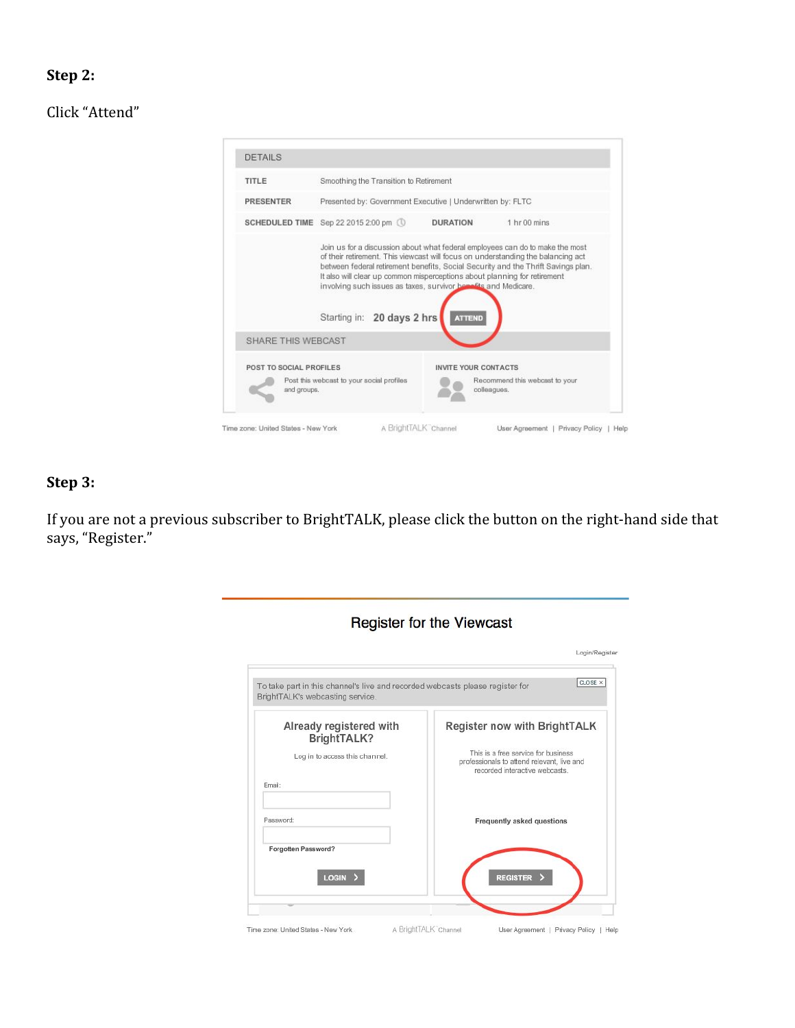**Step 2:**

Click "Attend"

DETAILS

| | | | |
|---|---|---|---|
| TITLE | Smoothing the Transition to Retirement | | |
| PRESENTER | Presented by: Government Executive \| Underwritten by: FLTC | | |
| SCHEDULED TIME | Sep 22 2015 2:00 pm | DURATION | 1 hr 00 mins |

Join us for a discussion about what federal employees can do to make the most of their retirement. This viewcast will focus on understanding the balancing act between federal retirement benefits, Social Security and the Thrift Savings plan. It also will clear up common misperceptions about planning for retirement involving such issues as taxes, survivor benefits and Medicare.

Starting in: 20 days 2 hrs ATTEND

SHARE THIS WEBCAST

POST TO SOCIAL PROFILES
Post this webcast to your social profiles and groups.

INVITE YOUR CONTACTS
Recommend this webcast to your colleagues.

Time zone: United States - New York | A BrightTALK Channel | User Agreement | Privacy Policy | Help

**Step 3:**

If you are not a previous subscriber to BrightTALK, please click the button on the right-hand side that says, "Register."

Register for the Viewcast

Login/Register

To take part in this channel's live and recorded webcasts please register for BrightTALK's webcasting service. CLOSE ×

**Already registered with BrightTALK?**

Log in to access this channel.

Email:

Password:

Forgotten Password?

LOGIN >

**Register now with BrightTALK**

This is a free service for business professionals to attend relevant, live and recorded interactive webcasts.

Frequently asked questions

REGISTER >

Time zone: United States - New York | A BrightTALK Channel | User Agreement | Privacy Policy | Help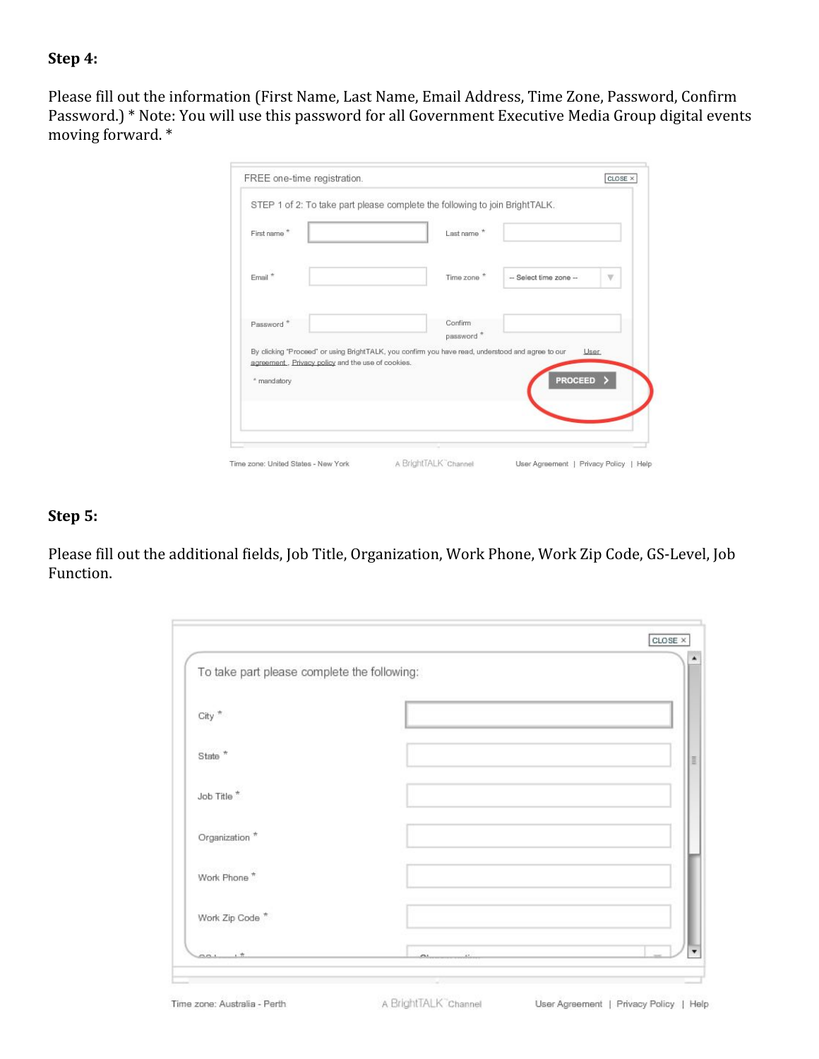**Step 4:**

Please fill out the information (First Name, Last Name, Email Address, Time Zone, Password, Confirm Password.) * Note: You will use this password for all Government Executive Media Group digital events moving forward. *

FREE one-time registration.

STEP 1 of 2: To take part please complete the following to join BrightTALK.

First name *

Last name *

Email *

Time zone * -- Select time zone --

Password *

Confirm password *

By clicking "Proceed" or using BrightTALK, you confirm you have read, understood and agree to our User agreement, Privacy policy and the use of cookies.

* mandatory

PROCEED >

Time zone: United States - New York | A BrightTALK Channel | User Agreement | Privacy Policy | Help

**Step 5:**

Please fill out the additional fields, Job Title, Organization, Work Phone, Work Zip Code, GS-Level, Job Function.

To take part please complete the following:

City *

State *

Job Title *

Organization *

Work Phone *

Work Zip Code *

Time zone: Australia - Perth | A BrightTALK Channel | User Agreement | Privacy Policy | Help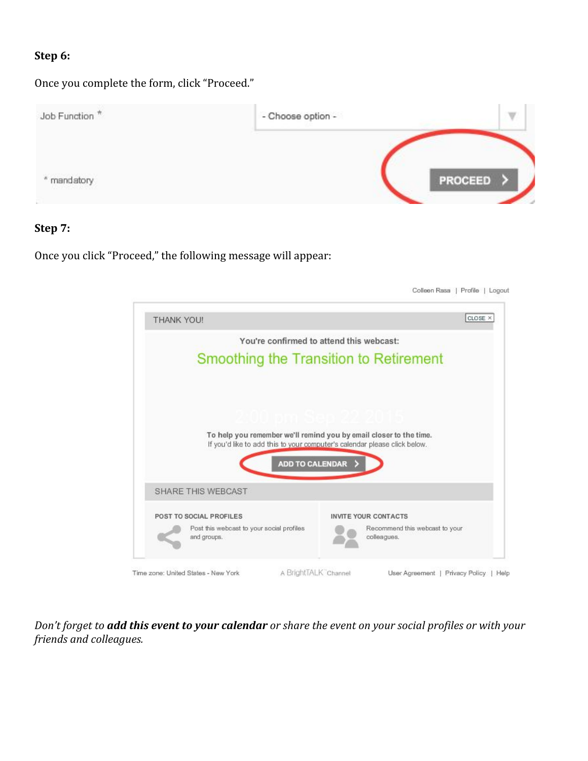**Step 6:**

Once you complete the form, click "Proceed."

Job Function *

- Choose option -

* mandatory

PROCEED

**Step 7:**

Once you click "Proceed," the following message will appear:

Colleen Rasa | Profile | Logout

THANK YOU!

CLOSE ×

You're confirmed to attend this webcast:

Smoothing the Transition to Retirement

2:00 pm Sep 22 2015

To help you remember we'll remind you by email closer to the time.
If you'd like to add this to your computer's calendar please click below.

ADD TO CALENDAR

SHARE THIS WEBCAST

POST TO SOCIAL PROFILES
Post this webcast to your social profiles and groups.

INVITE YOUR CONTACTS
Recommend this webcast to your colleagues.

Time zone: United States - New York | A BrightTALK Channel | User Agreement | Privacy Policy | Help

*Don't forget to **add this event to your calendar** or share the event on your social profiles or with your friends and colleagues.*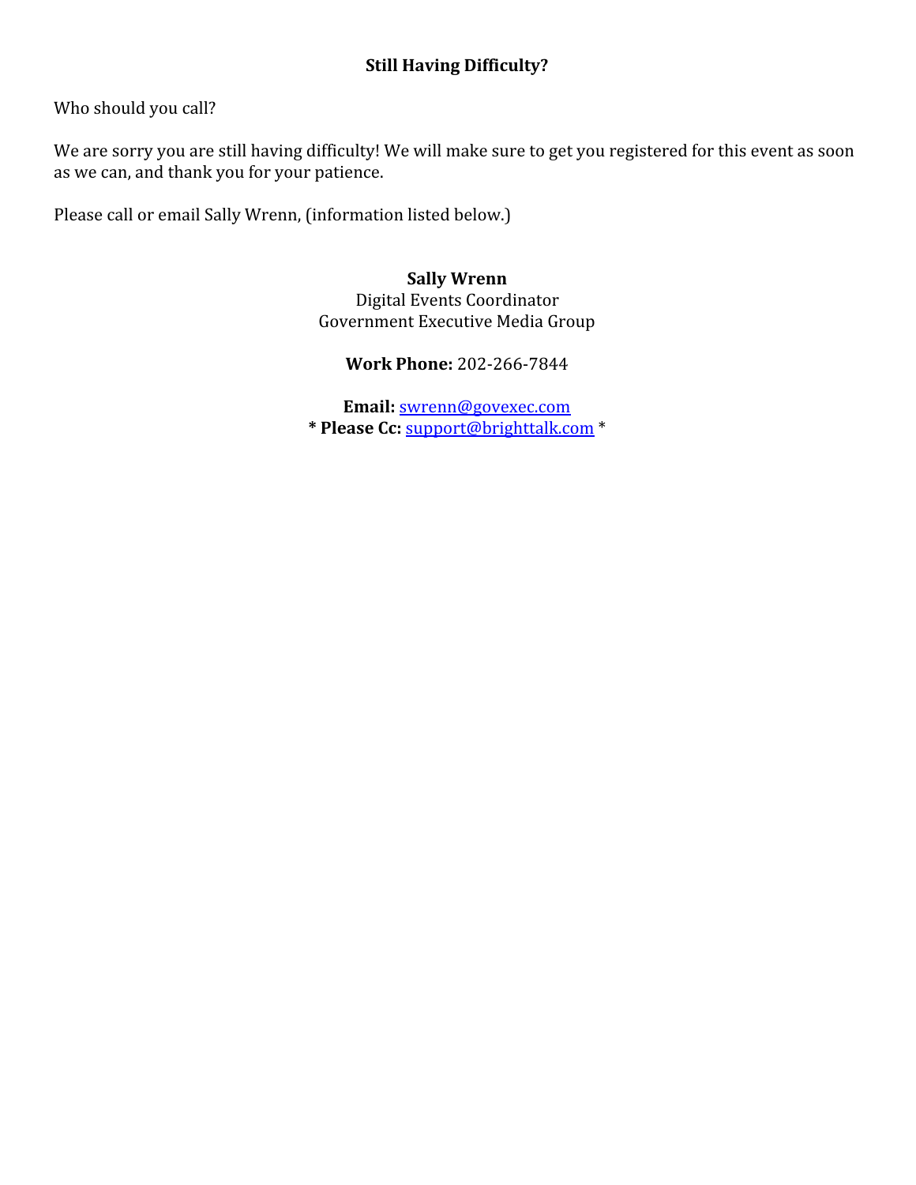## Still Having Difficulty?

Who should you call?

We are sorry you are still having difficulty! We will make sure to get you registered for this event as soon as we can, and thank you for your patience.

Please call or email Sally Wrenn, (information listed below.)

**Sally Wrenn**
Digital Events Coordinator
Government Executive Media Group

**Work Phone:** 202-266-7844

**Email:** swrenn@govexec.com
**\* Please Cc:** support@brighttalk.com *